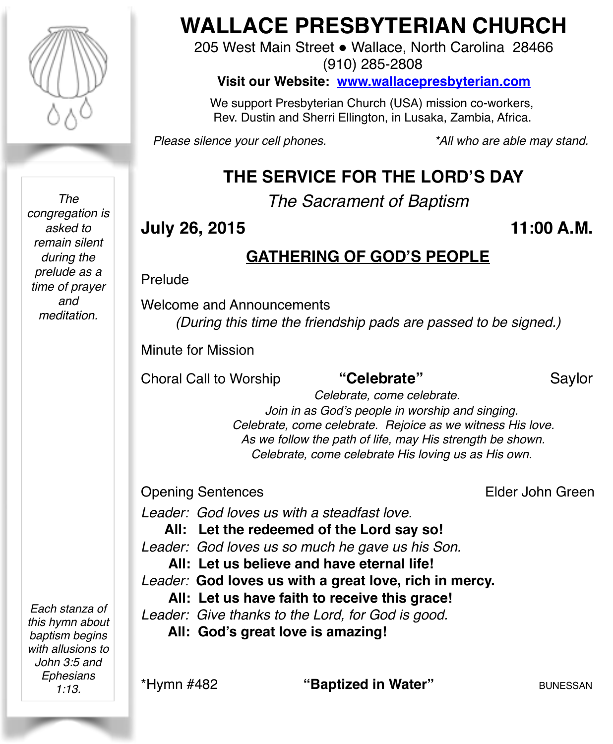# WALLACE PRESBYTERIAN CHURCH

205 West Main Street ● Wallace, North Carolina 28466
(910) 285-2808

**Visit our Website: [www.wallacepresbyterian.com](http://www.wallacepresbyterian.com)**

We support Presbyterian Church (USA) mission co-workers,
Rev. Dustin and Sherri Ellington, in Lusaka, Zambia, Africa.

*Please silence your cell phones.* *\*All who are able may stand.*

## THE SERVICE FOR THE LORD'S DAY

*The Sacrament of Baptism*

**July 26, 2015** **11:00 A.M.**

### GATHERING OF GOD'S PEOPLE

*The congregation is asked to remain silent during the prelude as a time of prayer and meditation.*

Prelude

Welcome and Announcements
*(During this time the friendship pads are passed to be signed.)*

Minute for Mission

Choral Call to Worship **"Celebrate"** Saylor

*Celebrate, come celebrate.*
*Join in as God's people in worship and singing.*
*Celebrate, come celebrate. Rejoice as we witness His love.*
*As we follow the path of life, may His strength be shown.*
*Celebrate, come celebrate His loving us as His own.*

Opening Sentences Elder John Green

*Leader: God loves us with a steadfast love.*
**All: Let the redeemed of the Lord say so!**
*Leader: God loves us so much he gave us his Son.*
**All: Let us believe and have eternal life!**
*Leader:* **God loves us with a great love, rich in mercy.**
**All: Let us have faith to receive this grace!**
*Leader: Give thanks to the Lord, for God is good.*
**All: God's great love is amazing!**

*Each stanza of this hymn about baptism begins with allusions to John 3:5 and Ephesians 1:13.*

\*Hymn #482 **"Baptized in Water"** BUNESSAN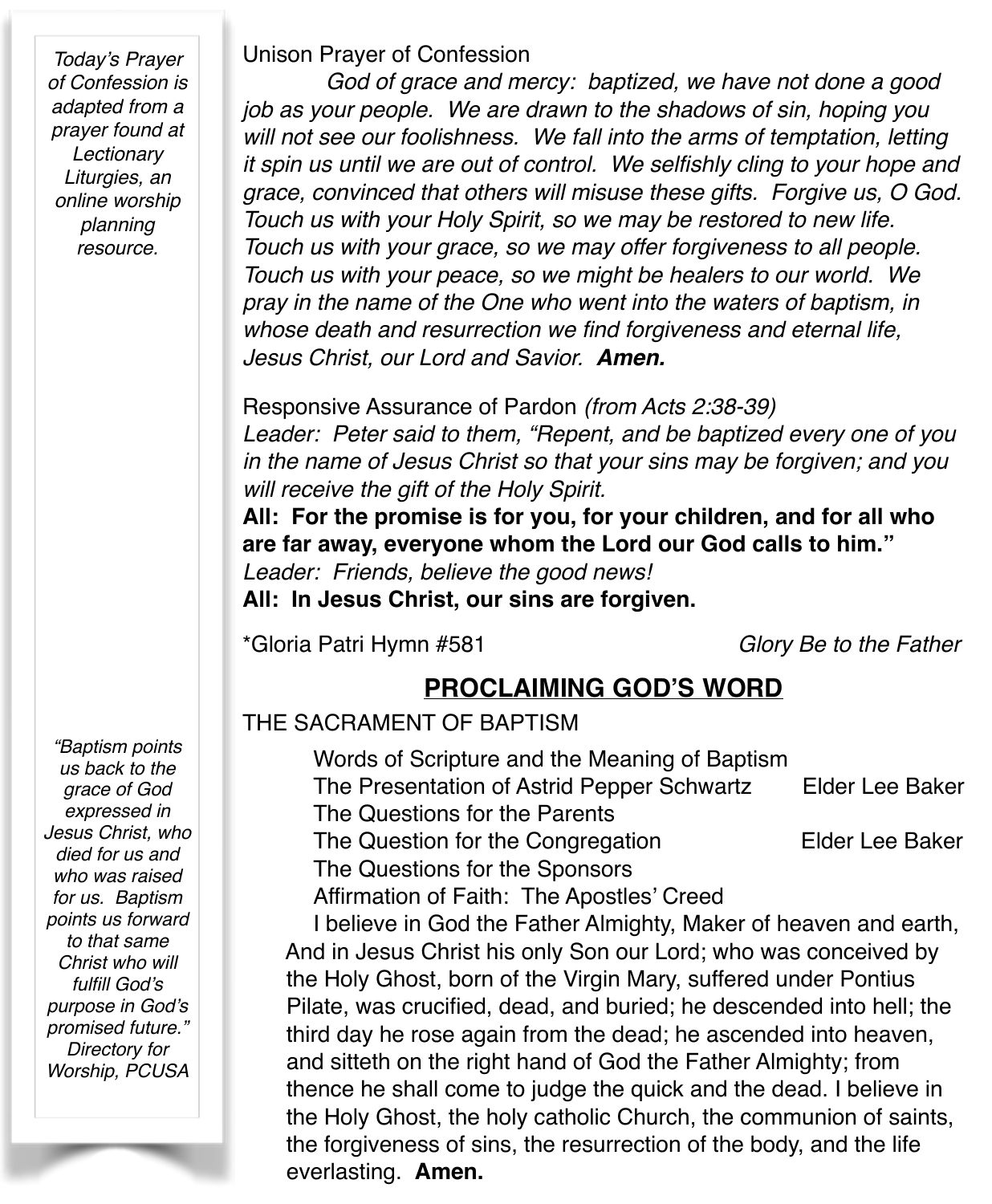*Today's Prayer of Confession is adapted from a prayer found at Lectionary Liturgies, an online worship planning resource.*

Unison Prayer of Confession

*God of grace and mercy: baptized, we have not done a good job as your people. We are drawn to the shadows of sin, hoping you will not see our foolishness. We fall into the arms of temptation, letting it spin us until we are out of control. We selfishly cling to your hope and grace, convinced that others will misuse these gifts. Forgive us, O God. Touch us with your Holy Spirit, so we may be restored to new life. Touch us with your grace, so we may offer forgiveness to all people. Touch us with your peace, so we might be healers to our world. We pray in the name of the One who went into the waters of baptism, in whose death and resurrection we find forgiveness and eternal life, Jesus Christ, our Lord and Savior.* ***Amen.***

Responsive Assurance of Pardon *(from Acts 2:38-39)*

*Leader: Peter said to them, "Repent, and be baptized every one of you in the name of Jesus Christ so that your sins may be forgiven; and you will receive the gift of the Holy Spirit.*

**All: For the promise is for you, for your children, and for all who are far away, everyone whom the Lord our God calls to him."**

*Leader: Friends, believe the good news!*

**All: In Jesus Christ, our sins are forgiven.**

*Gloria Patri Hymn #581 — *Glory Be to the Father*

## PROCLAIMING GOD'S WORD

THE SACRAMENT OF BAPTISM

Words of Scripture and the Meaning of Baptism

The Presentation of Astrid Pepper Schwartz — Elder Lee Baker

The Questions for the Parents

The Question for the Congregation — Elder Lee Baker

The Questions for the Sponsors

Affirmation of Faith: The Apostles' Creed

I believe in God the Father Almighty, Maker of heaven and earth, And in Jesus Christ his only Son our Lord; who was conceived by the Holy Ghost, born of the Virgin Mary, suffered under Pontius Pilate, was crucified, dead, and buried; he descended into hell; the third day he rose again from the dead; he ascended into heaven, and sitteth on the right hand of God the Father Almighty; from thence he shall come to judge the quick and the dead. I believe in the Holy Ghost, the holy catholic Church, the communion of saints, the forgiveness of sins, the resurrection of the body, and the life everlasting. **Amen.**

*"Baptism points us back to the grace of God expressed in Jesus Christ, who died for us and who was raised for us. Baptism points us forward to that same Christ who will fulfill God's purpose in God's promised future." Directory for Worship, PCUSA*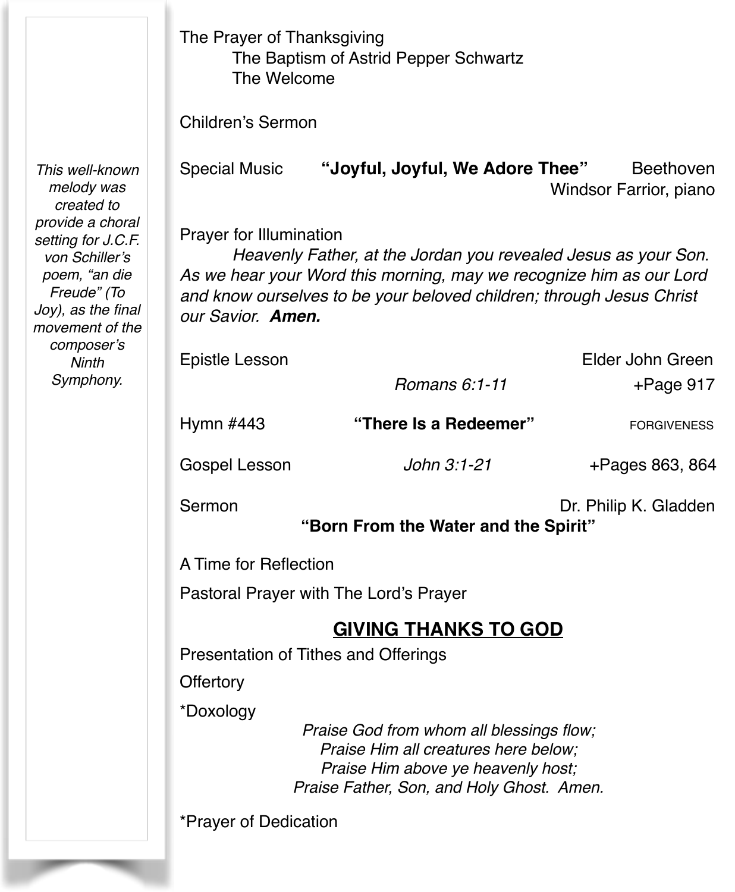The Prayer of Thanksgiving

  The Baptism of Astrid Pepper Schwartz

  The Welcome

Children's Sermon

*This well-known melody was created to provide a choral setting for J.C.F. von Schiller's poem, "an die Freude" (To Joy), as the final movement of the composer's Ninth Symphony.*

Special Music **"Joyful, Joyful, We Adore Thee"** Beethoven
Windsor Farrior, piano

Prayer for Illumination

*Heavenly Father, at the Jordan you revealed Jesus as your Son. As we hear your Word this morning, may we recognize him as our Lord and know ourselves to be your beloved children; through Jesus Christ our Savior.* ***Amen.***

Epistle Lesson Elder John Green
*Romans 6:1-11* +Page 917

Hymn #443 **"There Is a Redeemer"** FORGIVENESS

Gospel Lesson *John 3:1-21* +Pages 863, 864

Sermon Dr. Philip K. Gladden
**"Born From the Water and the Spirit"**

A Time for Reflection

Pastoral Prayer with The Lord's Prayer

## GIVING THANKS TO GOD

Presentation of Tithes and Offerings

Offertory

*Doxology

*Praise God from whom all blessings flow;*
*Praise Him all creatures here below;*
*Praise Him above ye heavenly host;*
*Praise Father, Son, and Holy Ghost. Amen.*

*Prayer of Dedication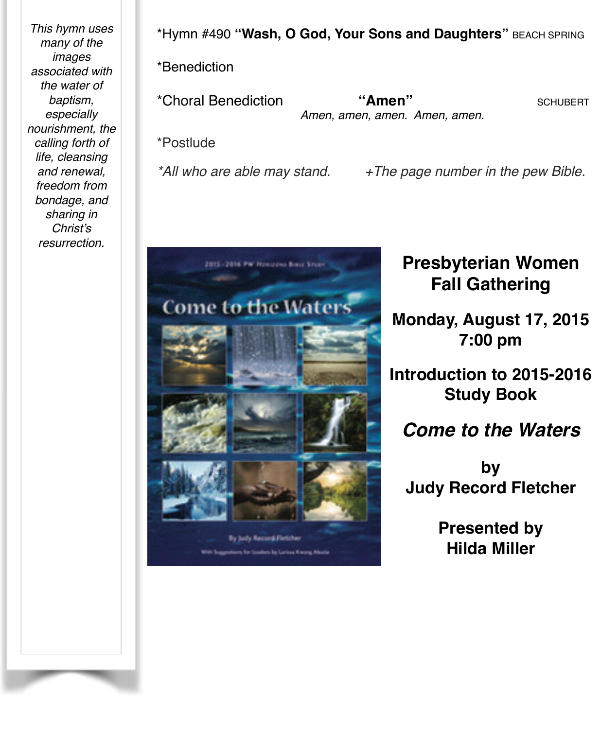*This hymn uses many of the images associated with the water of baptism, especially nourishment, the calling forth of life, cleansing and renewal, freedom from bondage, and sharing in Christ's resurrection.*

*Hymn #490 **"Wash, O God, Your Sons and Daughters"** BEACH SPRING

*Benediction

*Choral Benediction **"Amen"** SCHUBERT

*Amen, amen, amen. Amen, amen.*

*Postlude

*\*All who are able may stand.* *+The page number in the pew Bible.*

**Presbyterian Women Fall Gathering**

**Monday, August 17, 2015**
**7:00 pm**

**Introduction to 2015-2016 Study Book**

***Come to the Waters***

**by**
**Judy Record Fletcher**

**Presented by**
**Hilda Miller**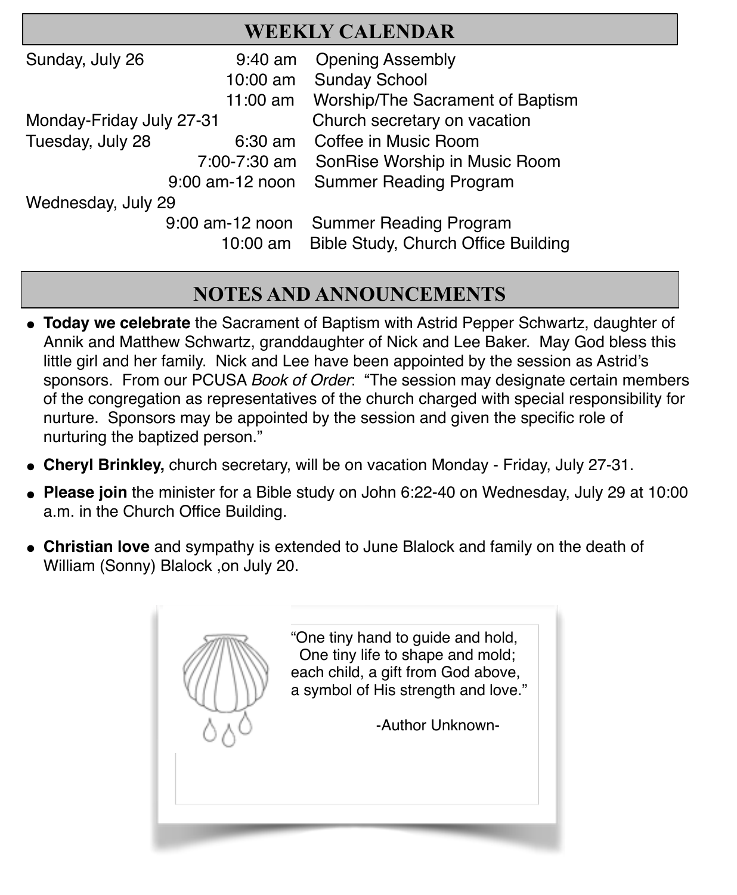## WEEKLY CALENDAR

| | | |
|---|---|---|
| Sunday, July 26 | 9:40 am | Opening Assembly |
| | 10:00 am | Sunday School |
| | 11:00 am | Worship/The Sacrament of Baptism |
| Monday-Friday July 27-31 | | Church secretary on vacation |
| Tuesday, July 28 | 6:30 am | Coffee in Music Room |
| | 7:00-7:30 am | SonRise Worship in Music Room |
| | 9:00 am-12 noon | Summer Reading Program |
| Wednesday, July 29 | | |
| | 9:00 am-12 noon | Summer Reading Program |
| | 10:00 am | Bible Study, Church Office Building |

## NOTES AND ANNOUNCEMENTS

- **Today we celebrate** the Sacrament of Baptism with Astrid Pepper Schwartz, daughter of Annik and Matthew Schwartz, granddaughter of Nick and Lee Baker. May God bless this little girl and her family. Nick and Lee have been appointed by the session as Astrid's sponsors. From our PCUSA *Book of Order*: "The session may designate certain members of the congregation as representatives of the church charged with special responsibility for nurture. Sponsors may be appointed by the session and given the specific role of nurturing the baptized person."
- **Cheryl Brinkley,** church secretary, will be on vacation Monday - Friday, July 27-31.
- **Please join** the minister for a Bible study on John 6:22-40 on Wednesday, July 29 at 10:00 a.m. in the Church Office Building.
- **Christian love** and sympathy is extended to June Blalock and family on the death of William (Sonny) Blalock ,on July 20.

"One tiny hand to guide and hold,
One tiny life to shape and mold;
each child, a gift from God above,
a symbol of His strength and love."

-Author Unknown-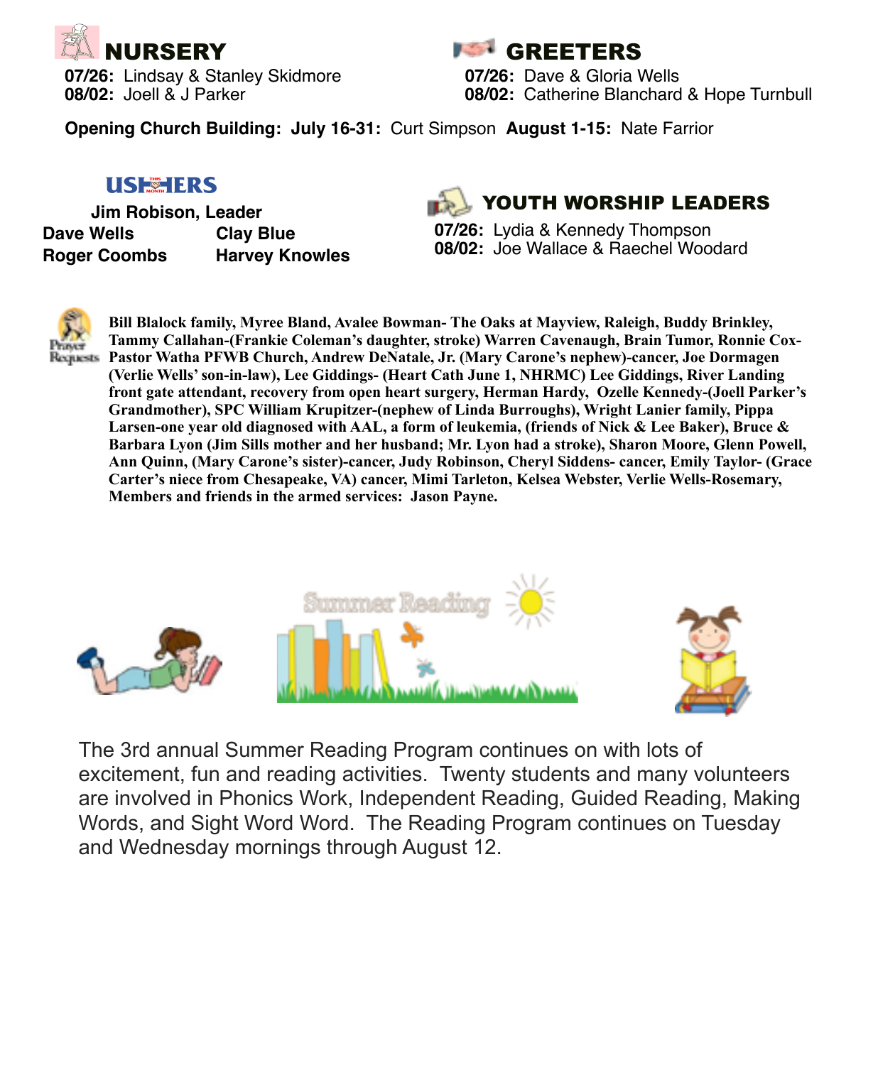## NURSERY

**07/26:** Lindsay & Stanley Skidmore
**08/02:** Joell & J Parker

## GREETERS

**07/26:** Dave & Gloria Wells
**08/02:** Catherine Blanchard & Hope Turnbull

**Opening Church Building: July 16-31:** Curt Simpson **August 1-15:** Nate Farrior

## USHERS

**Jim Robison, Leader**

**Dave Wells** **Clay Blue**
**Roger Coombs** **Harvey Knowles**

## YOUTH WORSHIP LEADERS

**07/26:** Lydia & Kennedy Thompson
**08/02:** Joe Wallace & Raechel Woodard

Prayer Requests

**Bill Blalock family, Myree Bland, Avalee Bowman- The Oaks at Mayview, Raleigh, Buddy Brinkley, Tammy Callahan-(Frankie Coleman's daughter, stroke) Warren Cavenaugh, Brain Tumor, Ronnie Cox- Pastor Watha PFWB Church, Andrew DeNatale, Jr. (Mary Carone's nephew)-cancer, Joe Dormagen (Verlie Wells' son-in-law), Lee Giddings- (Heart Cath June 1, NHRMC) Lee Giddings, River Landing front gate attendant, recovery from open heart surgery, Herman Hardy, Ozelle Kennedy-(Joell Parker's Grandmother), SPC William Krupitzer-(nephew of Linda Burroughs), Wright Lanier family, Pippa Larsen-one year old diagnosed with AAL, a form of leukemia, (friends of Nick & Lee Baker), Bruce & Barbara Lyon (Jim Sills mother and her husband; Mr. Lyon had a stroke), Sharon Moore, Glenn Powell, Ann Quinn, (Mary Carone's sister)-cancer, Judy Robinson, Cheryl Siddens- cancer, Emily Taylor- (Grace Carter's niece from Chesapeake, VA) cancer, Mimi Tarleton, Kelsea Webster, Verlie Wells-Rosemary, Members and friends in the armed services: Jason Payne.**

Summer Reading

The 3rd annual Summer Reading Program continues on with lots of excitement, fun and reading activities. Twenty students and many volunteers are involved in Phonics Work, Independent Reading, Guided Reading, Making Words, and Sight Word Word. The Reading Program continues on Tuesday and Wednesday mornings through August 12.